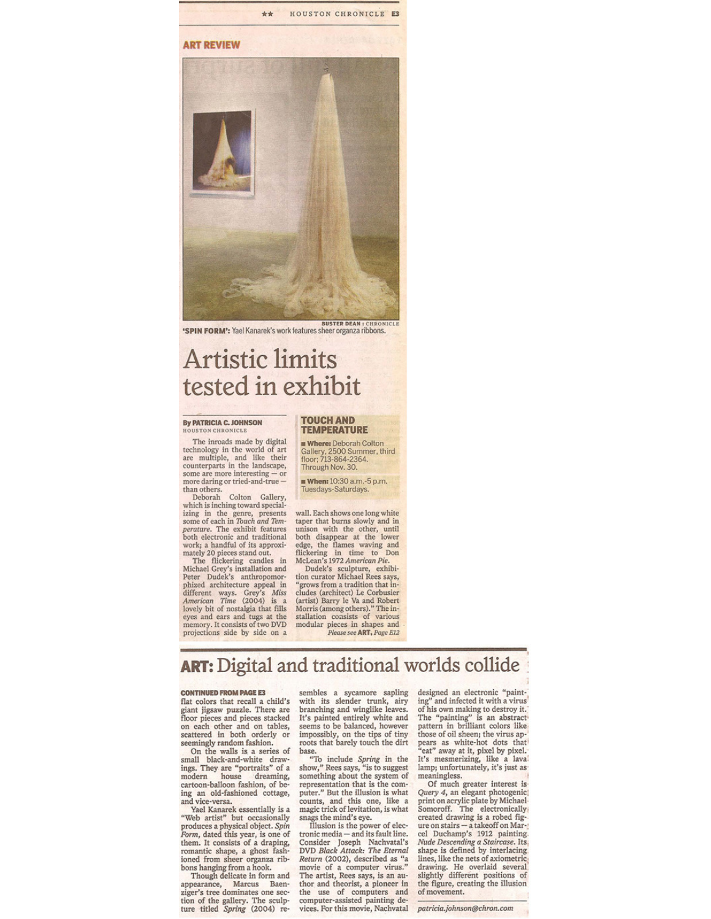ART REVIEW

'SPIN FORM': Yael Kanarek's work features sheer organza ribbons.

BUSTER DEAN : CHRONICLE

# Artistic limits tested in exhibit

**By PATRICIA C. JOHNSON**
HOUSTON CHRONICLE

**TOUCH AND TEMPERATURE**

- **Where:** Deborah Colton Gallery, 2500 Summer, third floor; 713-864-2364. Through Nov. 30.
- **When:** 10:30 a.m.-5 p.m. Tuesdays-Saturdays.

The inroads made by digital technology in the world of art are multiple, and like their counterparts in the landscape, some are more interesting — or more daring or tried-and-true — than others.

Deborah Colton Gallery, which is inching toward specializing in the genre, presents some of each in *Touch and Temperature*. The exhibit features both electronic and traditional work; a handful of its approximately 20 pieces stand out.

The flickering candles in Michael Grey's installation and Peter Dudek's anthropomorphized architecture appeal in different ways. Grey's *Miss American Time* (2004) is a lovely bit of nostalgia that fills eyes and ears and tugs at the memory. It consists of two DVD projections side by side on a wall. Each shows one long white taper that burns slowly and in unison with the other, until both disappear at the lower edge, the flames waving and flickering in time to Don McLean's 1972 *American Pie*.

Dudek's sculpture, exhibition curator Michael Rees says, "grows from a tradition that includes (architect) Le Corbusier (artist) Barry le Va and Robert Morris (among others)." The installation consists of various modular pieces in shapes and

*Please see* **ART**, *Page E12*

## ART: Digital and traditional worlds collide

**CONTINUED FROM PAGE E3**

flat colors that recall a child's giant jigsaw puzzle. There are floor pieces and pieces stacked on each other and on tables, scattered in both orderly or seemingly random fashion.

On the walls is a series of small black-and-white drawings. They are "portraits" of a modern house dreaming, cartoon-balloon fashion, of being an old-fashioned cottage, and vice-versa.

Yael Kanarek essentially is a "Web artist" but occasionally produces a physical object. *Spin Form*, dated this year, is one of them. It consists of a draping, romantic shape, a ghost fashioned from sheer organza ribbons hanging from a hook.

Though delicate in form and appearance, Marcus Baenziger's tree dominates one section of the gallery. The sculpture titled *Spring* (2004) resembles a sycamore sapling with its slender trunk, airy branching and winglike leaves. It's painted entirely white and seems to be balanced, however impossibly, on the tips of tiny roots that barely touch the dirt base.

"To include *Spring* in the show," Rees says, "is to suggest something about the system of representation that is the computer." But the illusion is what counts, and this one, like a magic trick of levitation, is what snags the mind's eye.

Illusion is the power of electronic media — and its fault line. Consider Joseph Nachvatal's DVD *Black Attack: The Eternal Return* (2002), described as "a movie of a computer virus." The artist, Rees says, is an author and theorist, a pioneer in the use of computers and computer-assisted painting devices. For this movie, Nachvatal designed an electronic "painting" and infected it with a virus of his own making to destroy it. The "painting" is an abstract pattern in brilliant colors like those of oil sheen; the virus appears as white-hot dots that "eat" away at it, pixel by pixel. It's mesmerizing, like a lava lamp; unfortunately, it's just as meaningless.

Of much greater interest is *Query 4*, an elegant photogenic print on acrylic plate by Michael Somoroff. The electronically created drawing is a robed figure on stairs — a takeoff on Marcel Duchamp's 1912 painting *Nude Descending a Staircase*. Its shape is defined by interlacing lines, like the nets of axiometric drawing. He overlaid several slightly different positions of the figure, creating the illusion of movement.

*patricia.johnson@chron.com*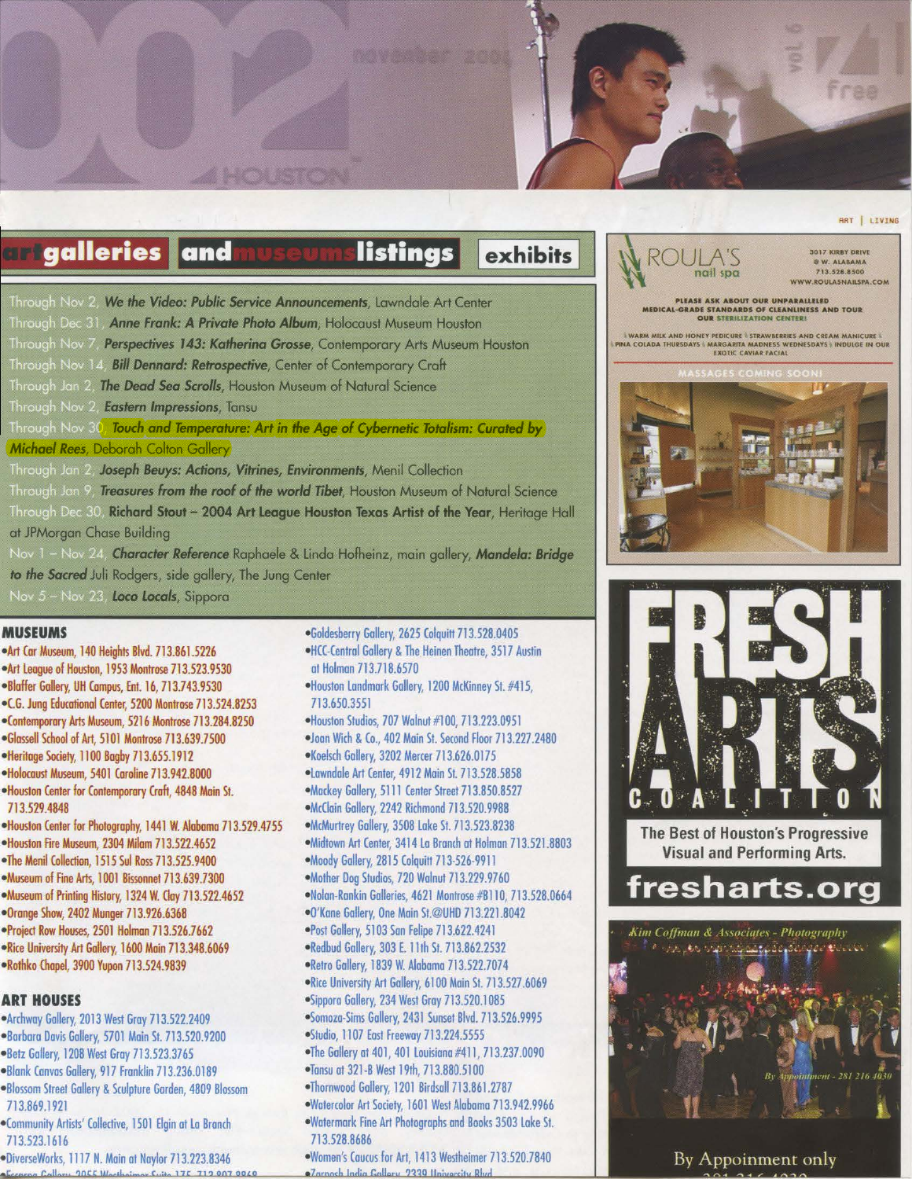# artgalleries andmuseumslistings exhibits

Through Nov 2, ***We the Video: Public Service Announcements***, Lawndale Art Center

Through Dec 31, ***Anne Frank: A Private Photo Album***, Holocaust Museum Houston

Through Nov 7, ***Perspectives 143: Katherina Grosse***, Contemporary Arts Museum Houston

Through Nov 14, ***Bill Dennard: Retrospective***, Center of Contemporary Craft

Through Jan 2, ***The Dead Sea Scrolls***, Houston Museum of Natural Science

Through Nov 2, ***Eastern Impressions***, Tansu

Through Nov 30, ***Touch and Temperature: Art in the Age of Cybernetic Totalism: Curated by Michael Rees***, Deborah Colton Gallery

Through Jan 2, ***Joseph Beuys: Actions, Vitrines, Environments***, Menil Collection

Through Jan 9, ***Treasures from the roof of the world Tibet***, Houston Museum of Natural Science

Through Dec 30, **Richard Stout – 2004 Art League Houston Texas Artist of the Year**, Heritage Hall at JPMorgan Chase Building

Nov 1 – Nov 24, ***Character Reference*** Raphaele & Linda Hofheinz, main gallery, ***Mandela: Bridge to the Sacred*** Juli Rodgers, side gallery, The Jung Center

Nov 5 – Nov 23, ***Loco Locals***, Sippora

## MUSEUMS

- Art Car Museum, 140 Heights Blvd. 713.861.5226
- Art League of Houston, 1953 Montrose 713.523.9530
- Blaffer Gallery, UH Campus, Ent. 16, 713.743.9530
- C.G. Jung Educational Center, 5200 Montrose 713.524.8253
- Contemporary Arts Museum, 5216 Montrose 713.284.8250
- Glassell School of Art, 5101 Montrose 713.639.7500
- Heritage Society, 1100 Bagby 713.655.1912
- Holocaust Museum, 5401 Caroline 713.942.8000
- Houston Center for Contemporary Craft, 4848 Main St. 713.529.4848
- Houston Center for Photography, 1441 W. Alabama 713.529.4755
- Houston Fire Museum, 2304 Milam 713.522.4652
- The Menil Collection, 1515 Sul Ross 713.525.9400
- Museum of Fine Arts, 1001 Bissonnet 713.639.7300
- Museum of Printing History, 1324 W. Clay 713.522.4652
- Orange Show, 2402 Munger 713.926.6368
- Project Row Houses, 2501 Holman 713.526.7662
- Rice University Art Gallery, 1600 Main 713.348.6069
- Rothko Chapel, 3900 Yupon 713.524.9839

## ART HOUSES

- Archway Gallery, 2013 West Gray 713.522.2409
- Barbara Davis Gallery, 5701 Main St. 713.520.9200
- Betz Gallery, 1208 West Gray 713.523.3765
- Blank Canvas Gallery, 917 Franklin 713.236.0189
- Blossom Street Gallery & Sculpture Garden, 4809 Blossom 713.869.1921
- Community Artists' Collective, 1501 Elgin at La Branch 713.523.1616
- DiverseWorks, 1117 N. Main at Naylor 713.223.8346
- Goldesberry Gallery, 2625 Colquitt 713.528.0405
- HCC-Central Gallery & The Heinen Theatre, 3517 Austin at Holman 713.718.6570
- Houston Landmark Gallery, 1200 McKinney St. #415, 713.650.3551
- Houston Studios, 707 Walnut #100, 713.223.0951
- Joan Wich & Co., 402 Main St. Second Floor 713.227.2480
- Koelsch Gallery, 3202 Mercer 713.626.0175
- Lawndale Art Center, 4912 Main St. 713.528.5858
- Mackey Gallery, 5111 Center Street 713.850.8527
- McClain Gallery, 2242 Richmond 713.520.9988
- McMurtrey Gallery, 3508 Lake St. 713.523.8238
- Midtown Art Center, 3414 La Branch at Holman 713.521.8803
- Moody Gallery, 2815 Colquitt 713-526-9911
- Mother Dog Studios, 720 Walnut 713.229.9760
- Nolan-Rankin Galleries, 4621 Montrose #B110, 713.528.0664
- O'Kane Gallery, One Main St.@UHD 713.221.8042
- Post Gallery, 5103 San Felipe 713.622.4241
- Redbud Gallery, 303 E. 11th St. 713.862.2532
- Retro Gallery, 1839 W. Alabama 713.522.7074
- Rice University Art Gallery, 6100 Main St. 713.527.6069
- Sippora Gallery, 234 West Gray 713.520.1085
- Somoza-Sims Gallery, 2431 Sunset Blvd. 713.526.9995
- Studio, 1107 East Freeway 713.224.5555
- The Gallery at 401, 401 Louisiana #411, 713.237.0090
- Tansu at 321-B West 19th, 713.880.5100
- Thornwood Gallery, 1201 Birdsall 713.861.2787
- Watercolor Art Society, 1601 West Alabama 713.942.9966
- Watermark Fine Art Photographs and Books 3503 Lake St. 713.528.8686
- Women's Caucus for Art, 1413 Westheimer 713.520.7840
- Zarposh India Gallery, 2339 University Blvd.

ROULA'S nail spa
3017 Kirby Drive @ W. Alabama 713.528.8500 www.roulasnailspa.com

PLEASE ASK ABOUT OUR UNPARALLELED MEDICAL-GRADE STANDARDS OF CLEANLINESS AND TOUR OUR STERILIZATION CENTER!

WARM MILK AND HONEY PEDICURE | STRAWBERRIES AND CREAM MANICURE | PINA COLADA THURSDAYS | MARGARITA MADNESS WEDNESDAYS | INDULGE IN OUR EXOTIC CAVIAR FACIAL

MASSAGES COMING SOON!

FRESH ARTS COALITION
The Best of Houston's Progressive Visual and Performing Arts.
fresharts.org

Kim Coffman & Associates - Photography
By Appointment - 281 216 4030
By Appointment only